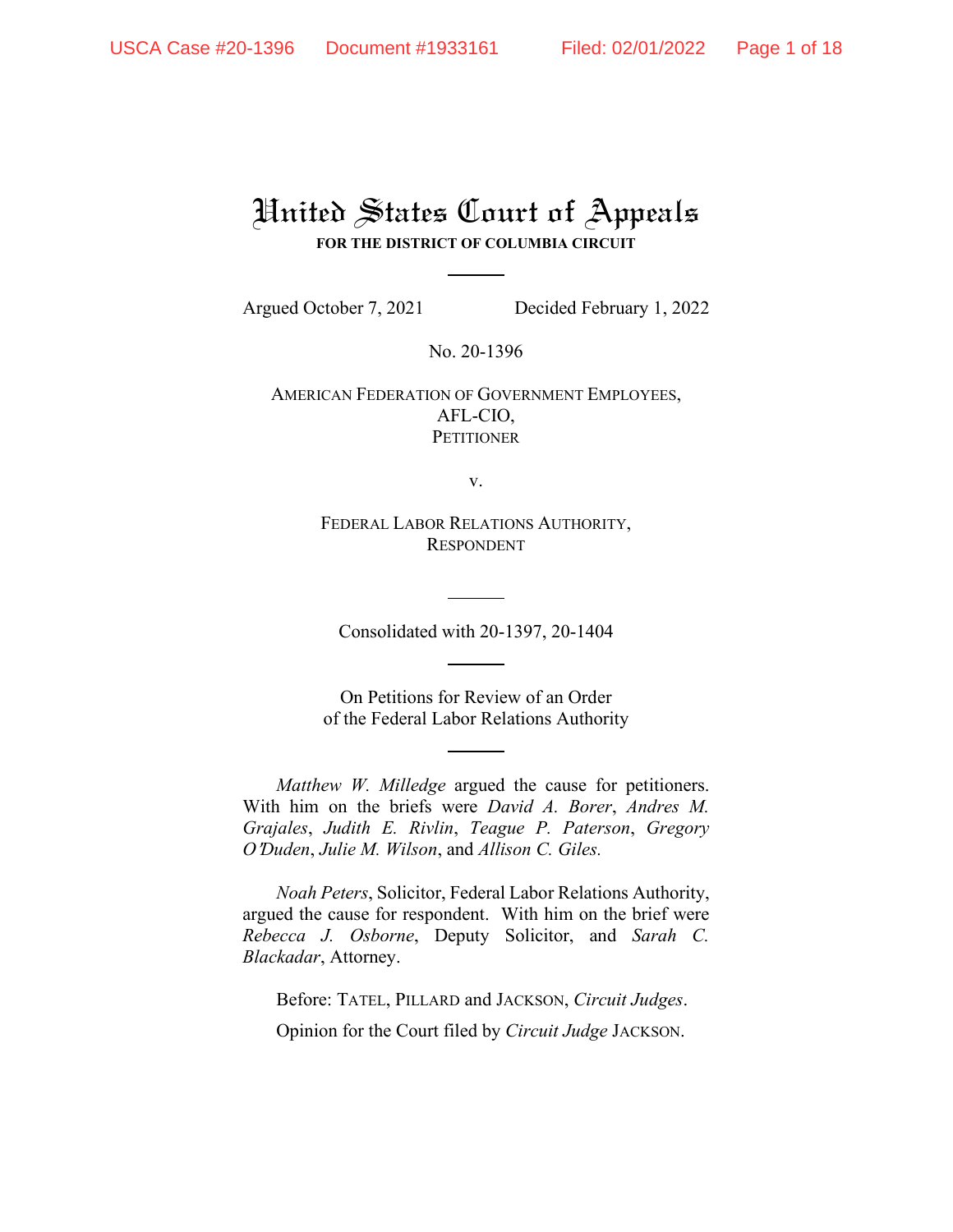# United States Court of Appeals

**FOR THE DISTRICT OF COLUMBIA CIRCUIT**

Argued October 7, 2021 Decided February 1, 2022

No. 20-1396

AMERICAN FEDERATION OF GOVERNMENT EMPLOYEES,
AFL-CIO,
PETITIONER

v.

FEDERAL LABOR RELATIONS AUTHORITY,
RESPONDENT

Consolidated with 20-1397, 20-1404

On Petitions for Review of an Order
of the Federal Labor Relations Authority

*Matthew W. Milledge* argued the cause for petitioners. With him on the briefs were *David A. Borer*, *Andres M. Grajales*, *Judith E. Rivlin*, *Teague P. Paterson*, *Gregory O'Duden*, *Julie M. Wilson*, and *Allison C. Giles.*

*Noah Peters*, Solicitor, Federal Labor Relations Authority, argued the cause for respondent. With him on the brief were *Rebecca J. Osborne*, Deputy Solicitor, and *Sarah C. Blackadar*, Attorney.

Before: TATEL, PILLARD and JACKSON, *Circuit Judges*.

Opinion for the Court filed by *Circuit Judge* JACKSON.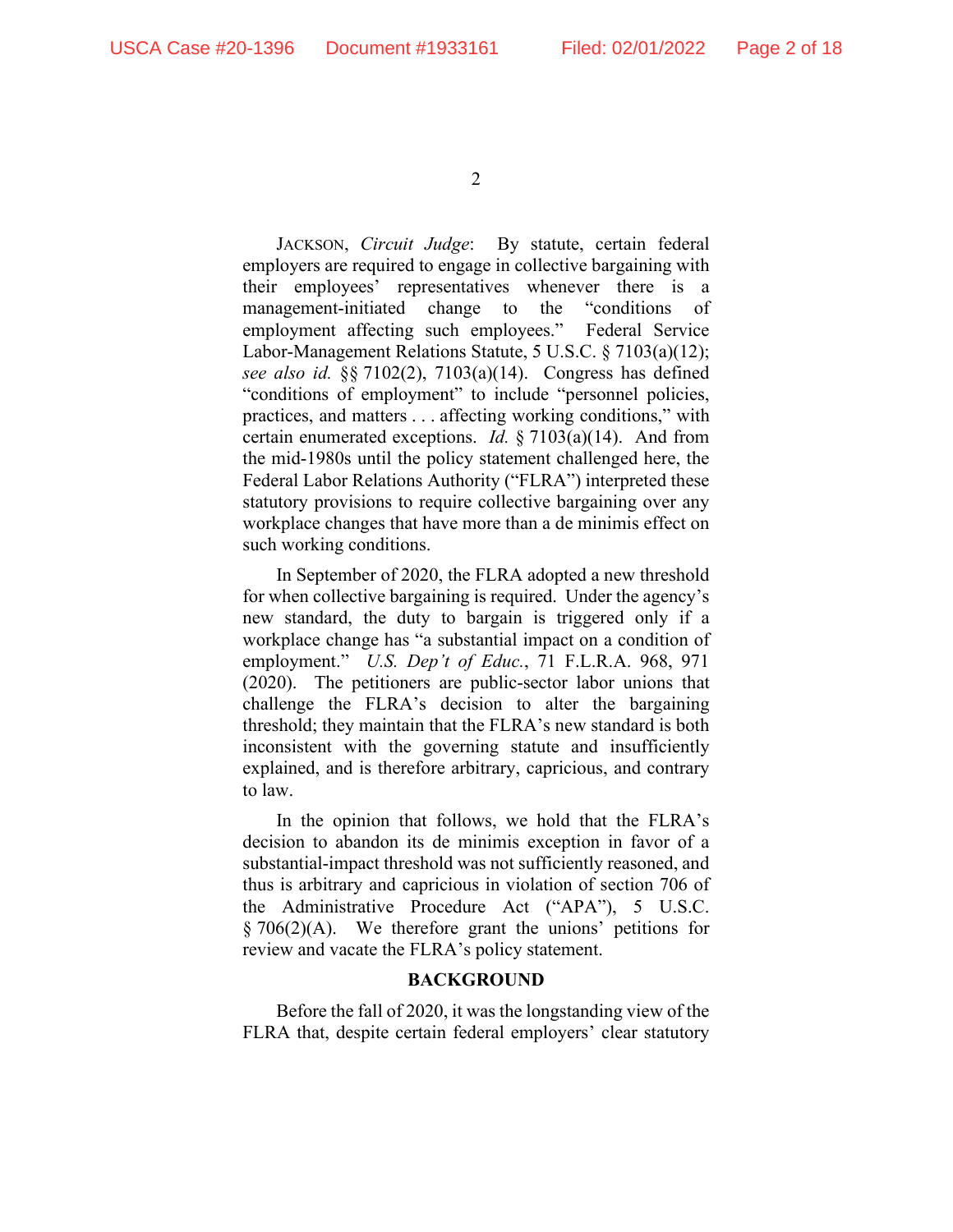JACKSON, *Circuit Judge*: By statute, certain federal employers are required to engage in collective bargaining with their employees' representatives whenever there is a management-initiated change to the "conditions of employment affecting such employees." Federal Service Labor-Management Relations Statute, 5 U.S.C. § 7103(a)(12); *see also id.* §§ 7102(2), 7103(a)(14). Congress has defined "conditions of employment" to include "personnel policies, practices, and matters . . . affecting working conditions," with certain enumerated exceptions. *Id.* § 7103(a)(14). And from the mid-1980s until the policy statement challenged here, the Federal Labor Relations Authority ("FLRA") interpreted these statutory provisions to require collective bargaining over any workplace changes that have more than a de minimis effect on such working conditions.

In September of 2020, the FLRA adopted a new threshold for when collective bargaining is required. Under the agency's new standard, the duty to bargain is triggered only if a workplace change has "a substantial impact on a condition of employment." *U.S. Dep't of Educ.*, 71 F.L.R.A. 968, 971 (2020). The petitioners are public-sector labor unions that challenge the FLRA's decision to alter the bargaining threshold; they maintain that the FLRA's new standard is both inconsistent with the governing statute and insufficiently explained, and is therefore arbitrary, capricious, and contrary to law.

In the opinion that follows, we hold that the FLRA's decision to abandon its de minimis exception in favor of a substantial-impact threshold was not sufficiently reasoned, and thus is arbitrary and capricious in violation of section 706 of the Administrative Procedure Act ("APA"), 5 U.S.C. § 706(2)(A). We therefore grant the unions' petitions for review and vacate the FLRA's policy statement.

## BACKGROUND

Before the fall of 2020, it was the longstanding view of the FLRA that, despite certain federal employers' clear statutory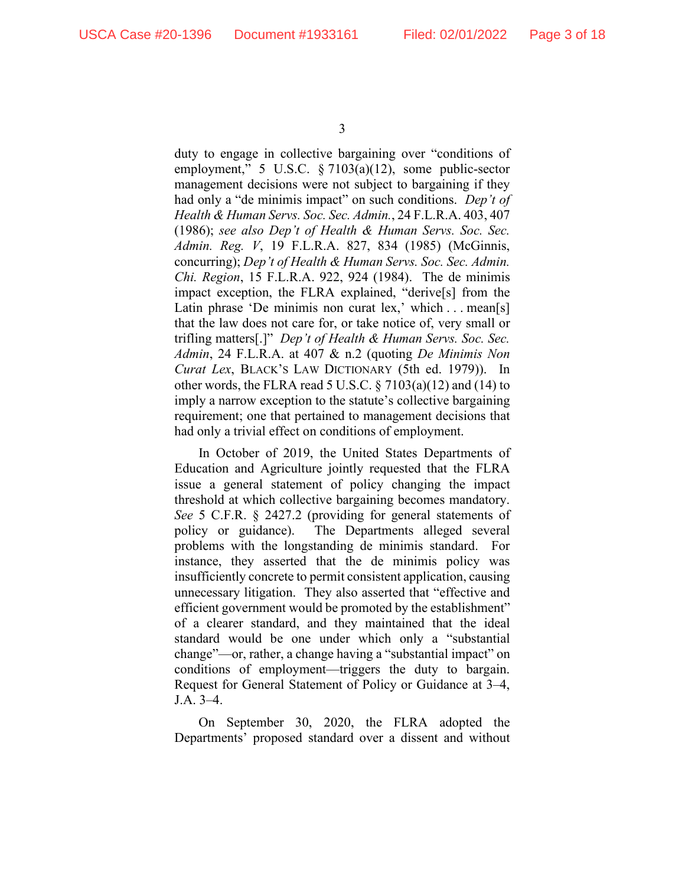duty to engage in collective bargaining over "conditions of employment," 5 U.S.C. § 7103(a)(12), some public-sector management decisions were not subject to bargaining if they had only a "de minimis impact" on such conditions. *Dep't of Health & Human Servs. Soc. Sec. Admin.*, 24 F.L.R.A. 403, 407 (1986); *see also Dep't of Health & Human Servs. Soc. Sec. Admin. Reg. V*, 19 F.L.R.A. 827, 834 (1985) (McGinnis, concurring); *Dep't of Health & Human Servs. Soc. Sec. Admin. Chi. Region*, 15 F.L.R.A. 922, 924 (1984). The de minimis impact exception, the FLRA explained, "derive[s] from the Latin phrase 'De minimis non curat lex,' which . . . mean[s] that the law does not care for, or take notice of, very small or trifling matters[.]" *Dep't of Health & Human Servs. Soc. Sec. Admin*, 24 F.L.R.A. at 407 & n.2 (quoting *De Minimis Non Curat Lex*, BLACK'S LAW DICTIONARY (5th ed. 1979)). In other words, the FLRA read 5 U.S.C. § 7103(a)(12) and (14) to imply a narrow exception to the statute's collective bargaining requirement; one that pertained to management decisions that had only a trivial effect on conditions of employment.

In October of 2019, the United States Departments of Education and Agriculture jointly requested that the FLRA issue a general statement of policy changing the impact threshold at which collective bargaining becomes mandatory. *See* 5 C.F.R. § 2427.2 (providing for general statements of policy or guidance). The Departments alleged several problems with the longstanding de minimis standard. For instance, they asserted that the de minimis policy was insufficiently concrete to permit consistent application, causing unnecessary litigation. They also asserted that "effective and efficient government would be promoted by the establishment" of a clearer standard, and they maintained that the ideal standard would be one under which only a "substantial change"—or, rather, a change having a "substantial impact" on conditions of employment—triggers the duty to bargain. Request for General Statement of Policy or Guidance at 3–4, J.A. 3–4.

On September 30, 2020, the FLRA adopted the Departments' proposed standard over a dissent and without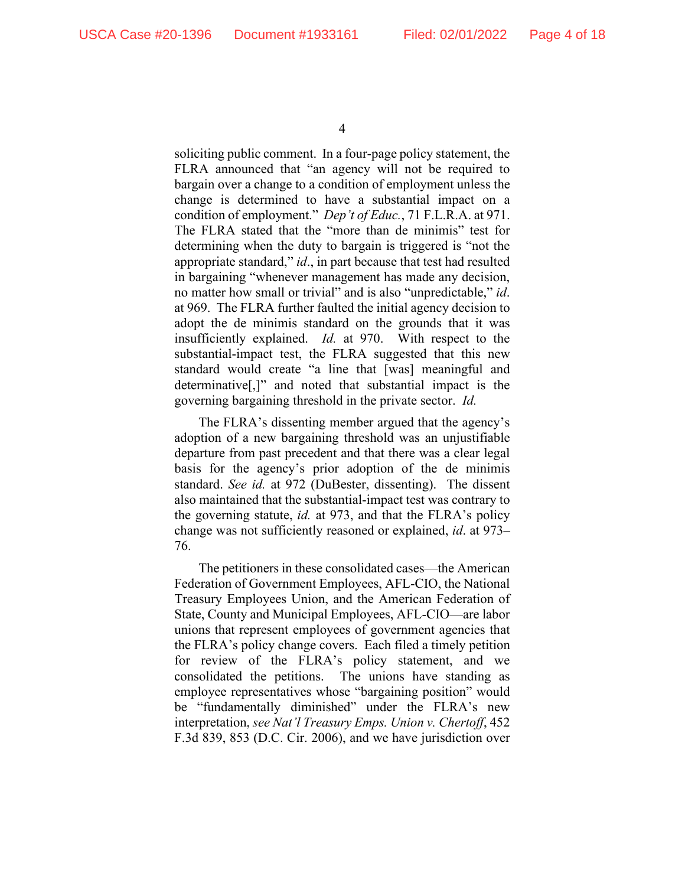soliciting public comment. In a four-page policy statement, the FLRA announced that "an agency will not be required to bargain over a change to a condition of employment unless the change is determined to have a substantial impact on a condition of employment." *Dep't of Educ.*, 71 F.L.R.A. at 971. The FLRA stated that the "more than de minimis" test for determining when the duty to bargain is triggered is "not the appropriate standard," *id*., in part because that test had resulted in bargaining "whenever management has made any decision, no matter how small or trivial" and is also "unpredictable," *id*. at 969. The FLRA further faulted the initial agency decision to adopt the de minimis standard on the grounds that it was insufficiently explained. *Id.* at 970. With respect to the substantial-impact test, the FLRA suggested that this new standard would create "a line that [was] meaningful and determinative[,]" and noted that substantial impact is the governing bargaining threshold in the private sector. *Id.*

The FLRA's dissenting member argued that the agency's adoption of a new bargaining threshold was an unjustifiable departure from past precedent and that there was a clear legal basis for the agency's prior adoption of the de minimis standard. *See id.* at 972 (DuBester, dissenting). The dissent also maintained that the substantial-impact test was contrary to the governing statute, *id.* at 973, and that the FLRA's policy change was not sufficiently reasoned or explained, *id*. at 973–76.

The petitioners in these consolidated cases—the American Federation of Government Employees, AFL-CIO, the National Treasury Employees Union, and the American Federation of State, County and Municipal Employees, AFL-CIO—are labor unions that represent employees of government agencies that the FLRA's policy change covers. Each filed a timely petition for review of the FLRA's policy statement, and we consolidated the petitions. The unions have standing as employee representatives whose "bargaining position" would be "fundamentally diminished" under the FLRA's new interpretation, *see Nat'l Treasury Emps. Union v. Chertoff*, 452 F.3d 839, 853 (D.C. Cir. 2006), and we have jurisdiction over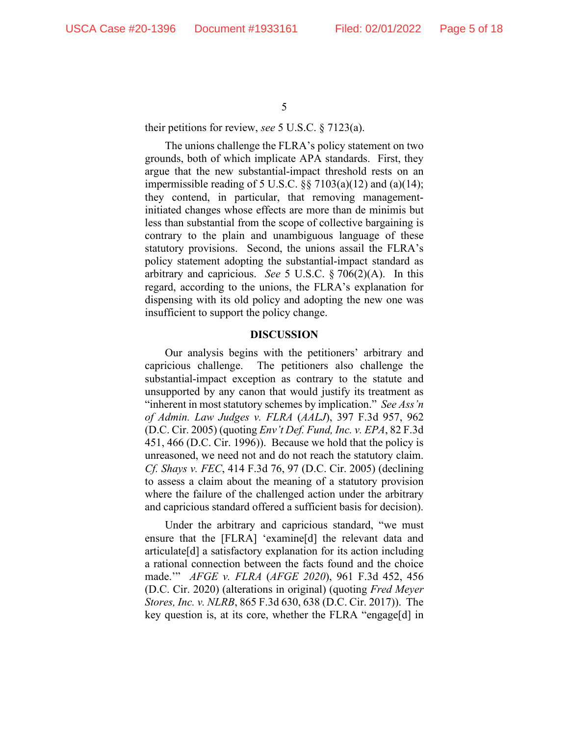their petitions for review, *see* 5 U.S.C. § 7123(a).

The unions challenge the FLRA's policy statement on two grounds, both of which implicate APA standards. First, they argue that the new substantial-impact threshold rests on an impermissible reading of 5 U.S.C. §§ 7103(a)(12) and (a)(14); they contend, in particular, that removing management-initiated changes whose effects are more than de minimis but less than substantial from the scope of collective bargaining is contrary to the plain and unambiguous language of these statutory provisions. Second, the unions assail the FLRA's policy statement adopting the substantial-impact standard as arbitrary and capricious. *See* 5 U.S.C. § 706(2)(A). In this regard, according to the unions, the FLRA's explanation for dispensing with its old policy and adopting the new one was insufficient to support the policy change.

**DISCUSSION**

Our analysis begins with the petitioners' arbitrary and capricious challenge. The petitioners also challenge the substantial-impact exception as contrary to the statute and unsupported by any canon that would justify its treatment as "inherent in most statutory schemes by implication." *See Ass'n of Admin. Law Judges v. FLRA* (*AALJ*), 397 F.3d 957, 962 (D.C. Cir. 2005) (quoting *Env't Def. Fund, Inc. v. EPA*, 82 F.3d 451, 466 (D.C. Cir. 1996)). Because we hold that the policy is unreasoned, we need not and do not reach the statutory claim. *Cf. Shays v. FEC*, 414 F.3d 76, 97 (D.C. Cir. 2005) (declining to assess a claim about the meaning of a statutory provision where the failure of the challenged action under the arbitrary and capricious standard offered a sufficient basis for decision).

Under the arbitrary and capricious standard, "we must ensure that the [FLRA] 'examine[d] the relevant data and articulate[d] a satisfactory explanation for its action including a rational connection between the facts found and the choice made.'" *AFGE v. FLRA* (*AFGE 2020*), 961 F.3d 452, 456 (D.C. Cir. 2020) (alterations in original) (quoting *Fred Meyer Stores, Inc. v. NLRB*, 865 F.3d 630, 638 (D.C. Cir. 2017)). The key question is, at its core, whether the FLRA "engage[d] in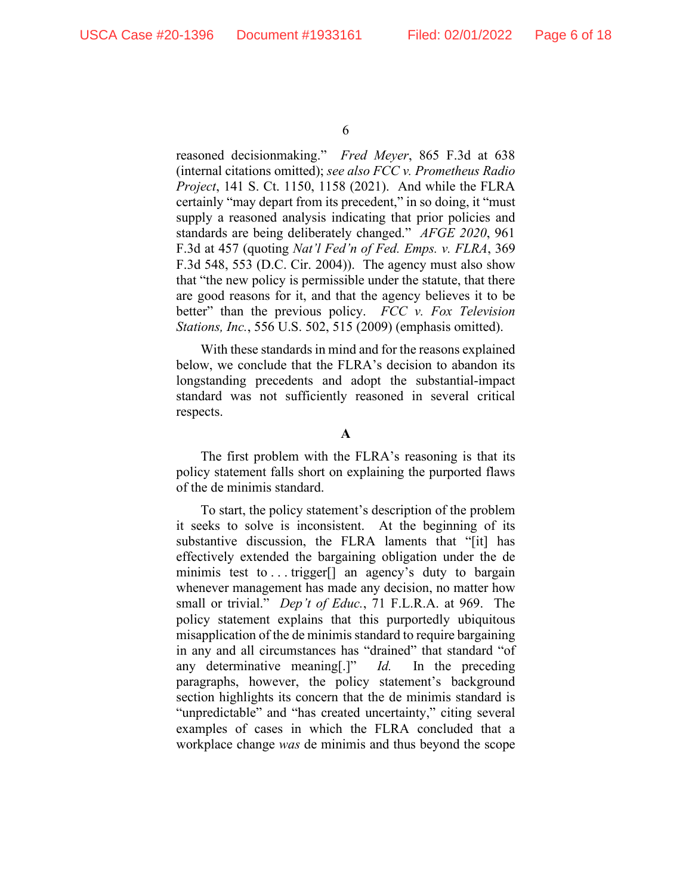reasoned decisionmaking." *Fred Meyer*, 865 F.3d at 638 (internal citations omitted); *see also FCC v. Prometheus Radio Project*, 141 S. Ct. 1150, 1158 (2021). And while the FLRA certainly "may depart from its precedent," in so doing, it "must supply a reasoned analysis indicating that prior policies and standards are being deliberately changed." *AFGE 2020*, 961 F.3d at 457 (quoting *Nat'l Fed'n of Fed. Emps. v. FLRA*, 369 F.3d 548, 553 (D.C. Cir. 2004)). The agency must also show that "the new policy is permissible under the statute, that there are good reasons for it, and that the agency believes it to be better" than the previous policy. *FCC v. Fox Television Stations, Inc.*, 556 U.S. 502, 515 (2009) (emphasis omitted).

With these standards in mind and for the reasons explained below, we conclude that the FLRA's decision to abandon its longstanding precedents and adopt the substantial-impact standard was not sufficiently reasoned in several critical respects.

**A**

The first problem with the FLRA's reasoning is that its policy statement falls short on explaining the purported flaws of the de minimis standard.

To start, the policy statement's description of the problem it seeks to solve is inconsistent. At the beginning of its substantive discussion, the FLRA laments that "[it] has effectively extended the bargaining obligation under the de minimis test to . . . trigger[] an agency's duty to bargain whenever management has made any decision, no matter how small or trivial." *Dep't of Educ.*, 71 F.L.R.A. at 969. The policy statement explains that this purportedly ubiquitous misapplication of the de minimis standard to require bargaining in any and all circumstances has "drained" that standard "of any determinative meaning[.]" *Id.* In the preceding paragraphs, however, the policy statement's background section highlights its concern that the de minimis standard is "unpredictable" and "has created uncertainty," citing several examples of cases in which the FLRA concluded that a workplace change *was* de minimis and thus beyond the scope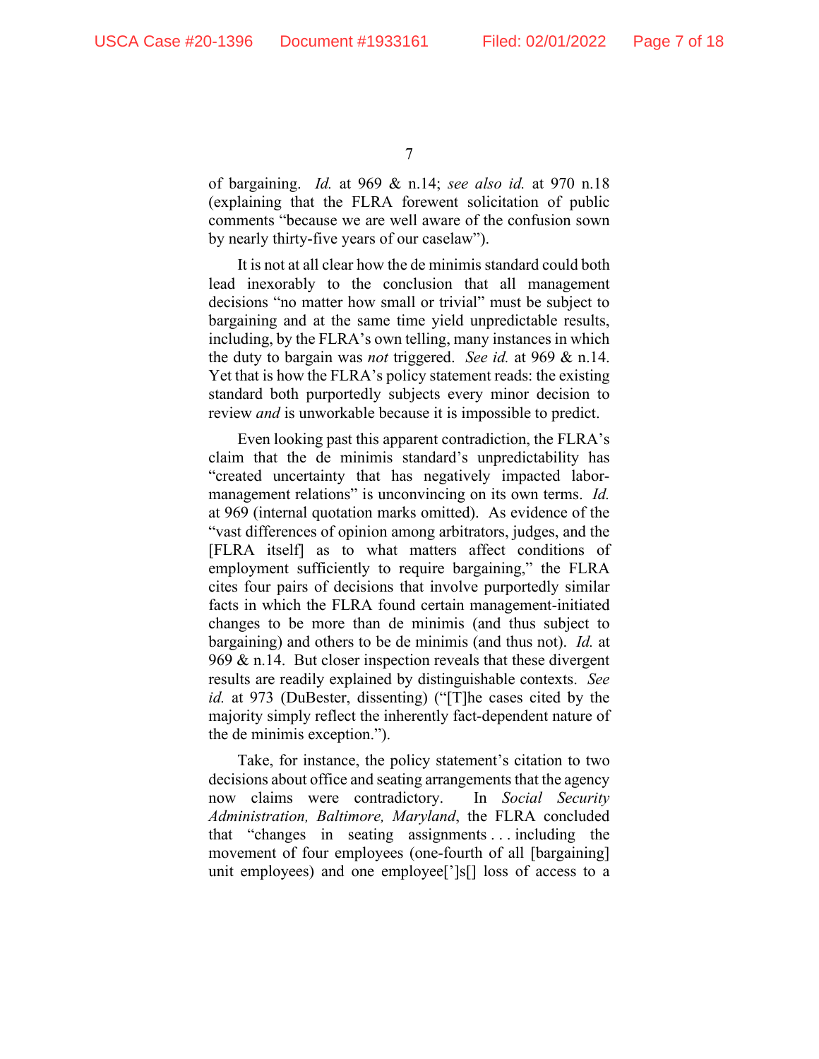of bargaining. *Id.* at 969 & n.14; *see also id.* at 970 n.18 (explaining that the FLRA forewent solicitation of public comments "because we are well aware of the confusion sown by nearly thirty-five years of our caselaw").

It is not at all clear how the de minimis standard could both lead inexorably to the conclusion that all management decisions "no matter how small or trivial" must be subject to bargaining and at the same time yield unpredictable results, including, by the FLRA's own telling, many instances in which the duty to bargain was *not* triggered. *See id.* at 969 & n.14. Yet that is how the FLRA's policy statement reads: the existing standard both purportedly subjects every minor decision to review *and* is unworkable because it is impossible to predict.

Even looking past this apparent contradiction, the FLRA's claim that the de minimis standard's unpredictability has "created uncertainty that has negatively impacted labor-management relations" is unconvincing on its own terms. *Id.* at 969 (internal quotation marks omitted). As evidence of the "vast differences of opinion among arbitrators, judges, and the [FLRA itself] as to what matters affect conditions of employment sufficiently to require bargaining," the FLRA cites four pairs of decisions that involve purportedly similar facts in which the FLRA found certain management-initiated changes to be more than de minimis (and thus subject to bargaining) and others to be de minimis (and thus not). *Id.* at 969 & n.14. But closer inspection reveals that these divergent results are readily explained by distinguishable contexts. *See id.* at 973 (DuBester, dissenting) ("[T]he cases cited by the majority simply reflect the inherently fact-dependent nature of the de minimis exception.").

Take, for instance, the policy statement's citation to two decisions about office and seating arrangements that the agency now claims were contradictory. In *Social Security Administration, Baltimore, Maryland*, the FLRA concluded that "changes in seating assignments . . . including the movement of four employees (one-fourth of all [bargaining] unit employees) and one employee[']s[] loss of access to a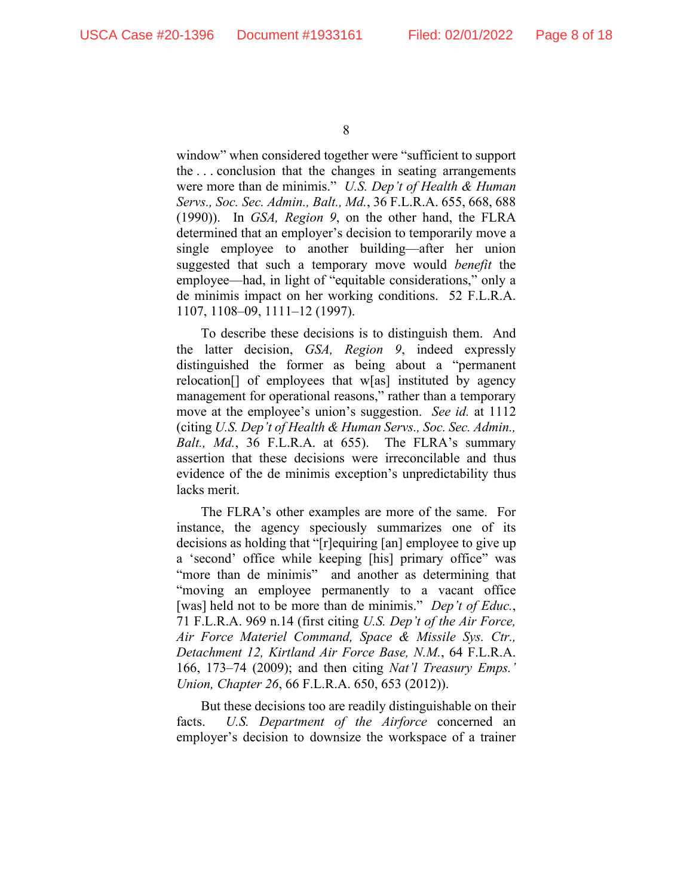window" when considered together were "sufficient to support the . . . conclusion that the changes in seating arrangements were more than de minimis." *U.S. Dep't of Health & Human Servs., Soc. Sec. Admin., Balt., Md.*, 36 F.L.R.A. 655, 668, 688 (1990)). In *GSA, Region 9*, on the other hand, the FLRA determined that an employer's decision to temporarily move a single employee to another building—after her union suggested that such a temporary move would *benefit* the employee—had, in light of "equitable considerations," only a de minimis impact on her working conditions. 52 F.L.R.A. 1107, 1108–09, 1111–12 (1997).

To describe these decisions is to distinguish them. And the latter decision, *GSA, Region 9*, indeed expressly distinguished the former as being about a "permanent relocation[] of employees that w[as] instituted by agency management for operational reasons," rather than a temporary move at the employee's union's suggestion. *See id.* at 1112 (citing *U.S. Dep't of Health & Human Servs., Soc. Sec. Admin., Balt., Md.*, 36 F.L.R.A. at 655). The FLRA's summary assertion that these decisions were irreconcilable and thus evidence of the de minimis exception's unpredictability thus lacks merit.

The FLRA's other examples are more of the same. For instance, the agency speciously summarizes one of its decisions as holding that "[r]equiring [an] employee to give up a 'second' office while keeping [his] primary office" was "more than de minimis" and another as determining that "moving an employee permanently to a vacant office [was] held not to be more than de minimis." *Dep't of Educ.*, 71 F.L.R.A. 969 n.14 (first citing *U.S. Dep't of the Air Force, Air Force Materiel Command, Space & Missile Sys. Ctr., Detachment 12, Kirtland Air Force Base, N.M.*, 64 F.L.R.A. 166, 173–74 (2009); and then citing *Nat'l Treasury Emps.' Union, Chapter 26*, 66 F.L.R.A. 650, 653 (2012)).

But these decisions too are readily distinguishable on their facts. *U.S. Department of the Airforce* concerned an employer's decision to downsize the workspace of a trainer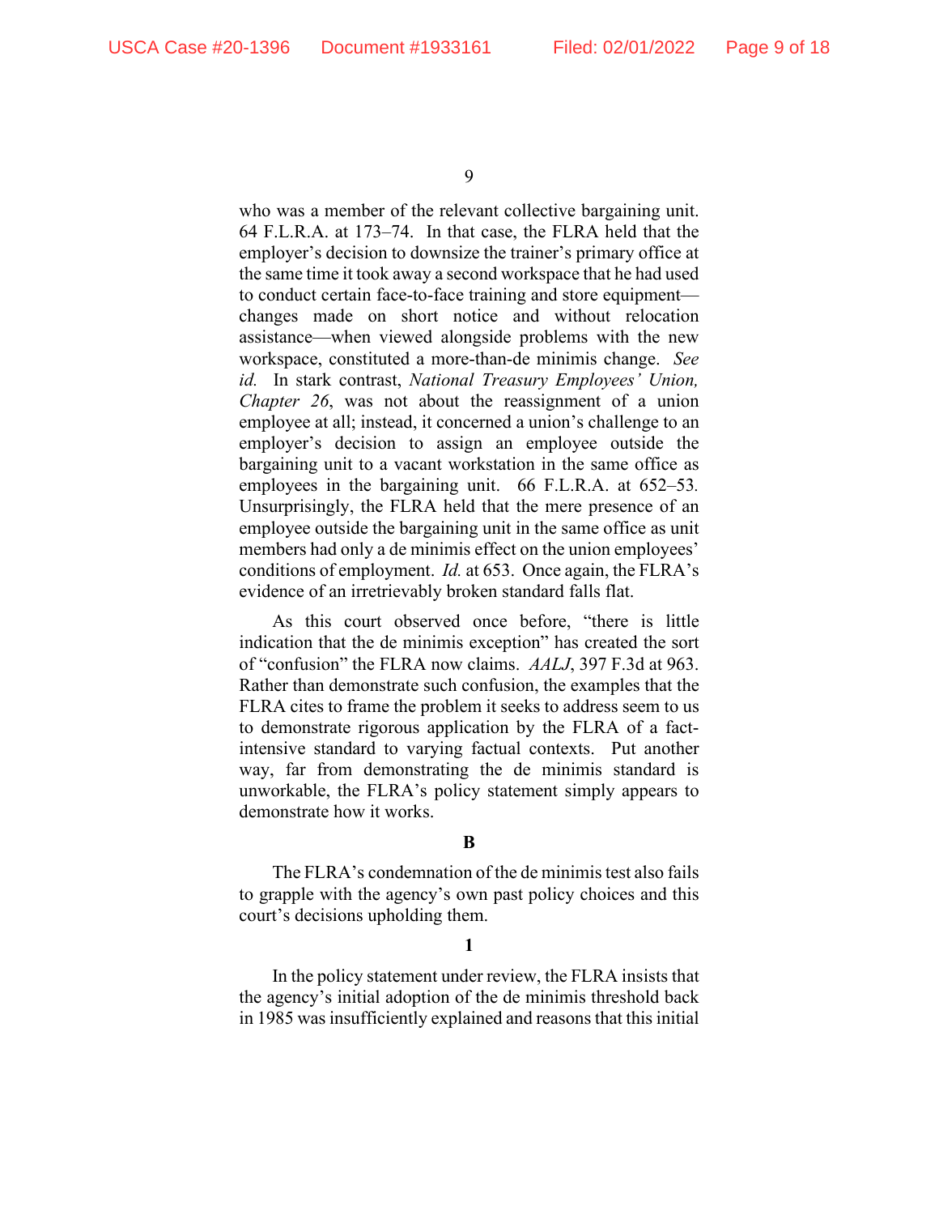who was a member of the relevant collective bargaining unit. 64 F.L.R.A. at 173–74. In that case, the FLRA held that the employer's decision to downsize the trainer's primary office at the same time it took away a second workspace that he had used to conduct certain face-to-face training and store equipment—changes made on short notice and without relocation assistance—when viewed alongside problems with the new workspace, constituted a more-than-de minimis change. *See id.* In stark contrast, *National Treasury Employees' Union, Chapter 26*, was not about the reassignment of a union employee at all; instead, it concerned a union's challenge to an employer's decision to assign an employee outside the bargaining unit to a vacant workstation in the same office as employees in the bargaining unit. 66 F.L.R.A. at 652–53. Unsurprisingly, the FLRA held that the mere presence of an employee outside the bargaining unit in the same office as unit members had only a de minimis effect on the union employees' conditions of employment. *Id.* at 653. Once again, the FLRA's evidence of an irretrievably broken standard falls flat.

As this court observed once before, "there is little indication that the de minimis exception" has created the sort of "confusion" the FLRA now claims. *AALJ*, 397 F.3d at 963. Rather than demonstrate such confusion, the examples that the FLRA cites to frame the problem it seeks to address seem to us to demonstrate rigorous application by the FLRA of a fact-intensive standard to varying factual contexts. Put another way, far from demonstrating the de minimis standard is unworkable, the FLRA's policy statement simply appears to demonstrate how it works.

**B**

The FLRA's condemnation of the de minimis test also fails to grapple with the agency's own past policy choices and this court's decisions upholding them.

**1**

In the policy statement under review, the FLRA insists that the agency's initial adoption of the de minimis threshold back in 1985 was insufficiently explained and reasons that this initial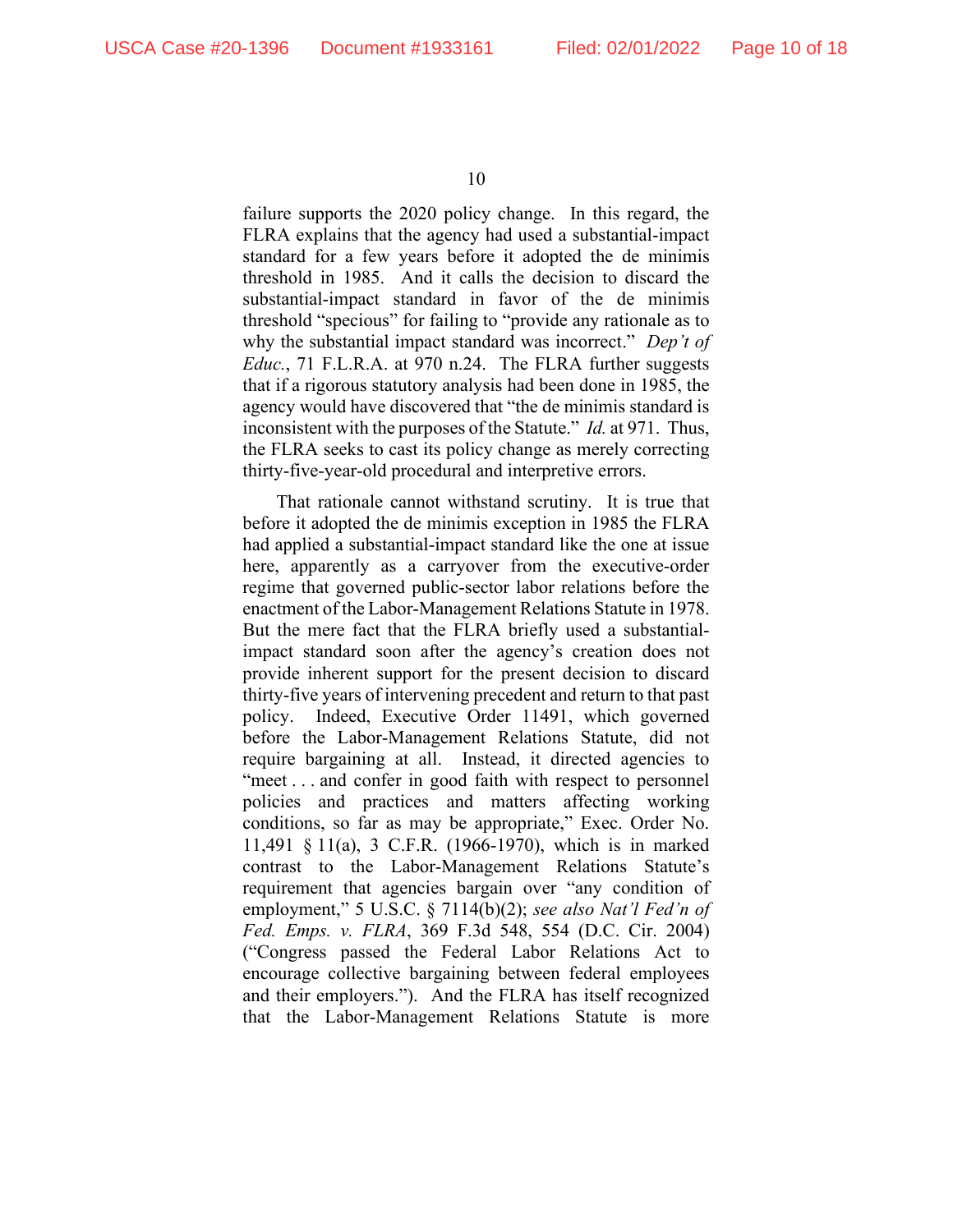failure supports the 2020 policy change. In this regard, the FLRA explains that the agency had used a substantial-impact standard for a few years before it adopted the de minimis threshold in 1985. And it calls the decision to discard the substantial-impact standard in favor of the de minimis threshold "specious" for failing to "provide any rationale as to why the substantial impact standard was incorrect." *Dep't of Educ.*, 71 F.L.R.A. at 970 n.24. The FLRA further suggests that if a rigorous statutory analysis had been done in 1985, the agency would have discovered that "the de minimis standard is inconsistent with the purposes of the Statute." *Id.* at 971. Thus, the FLRA seeks to cast its policy change as merely correcting thirty-five-year-old procedural and interpretive errors.

That rationale cannot withstand scrutiny. It is true that before it adopted the de minimis exception in 1985 the FLRA had applied a substantial-impact standard like the one at issue here, apparently as a carryover from the executive-order regime that governed public-sector labor relations before the enactment of the Labor-Management Relations Statute in 1978. But the mere fact that the FLRA briefly used a substantial-impact standard soon after the agency's creation does not provide inherent support for the present decision to discard thirty-five years of intervening precedent and return to that past policy. Indeed, Executive Order 11491, which governed before the Labor-Management Relations Statute, did not require bargaining at all. Instead, it directed agencies to "meet . . . and confer in good faith with respect to personnel policies and practices and matters affecting working conditions, so far as may be appropriate," Exec. Order No. 11,491 § 11(a), 3 C.F.R. (1966-1970), which is in marked contrast to the Labor-Management Relations Statute's requirement that agencies bargain over "any condition of employment," 5 U.S.C. § 7114(b)(2); *see also Nat'l Fed'n of Fed. Emps. v. FLRA*, 369 F.3d 548, 554 (D.C. Cir. 2004) ("Congress passed the Federal Labor Relations Act to encourage collective bargaining between federal employees and their employers."). And the FLRA has itself recognized that the Labor-Management Relations Statute is more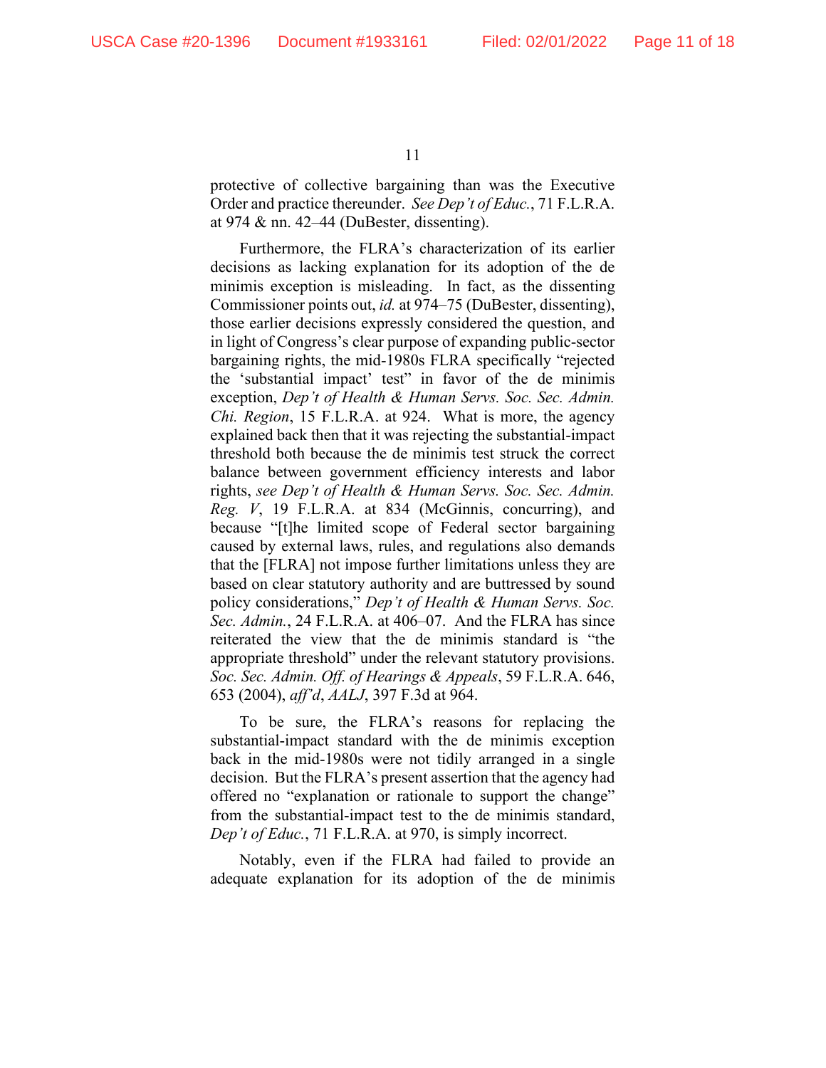protective of collective bargaining than was the Executive Order and practice thereunder. *See Dep't of Educ.*, 71 F.L.R.A. at 974 & nn. 42–44 (DuBester, dissenting).

Furthermore, the FLRA's characterization of its earlier decisions as lacking explanation for its adoption of the de minimis exception is misleading. In fact, as the dissenting Commissioner points out, *id.* at 974–75 (DuBester, dissenting), those earlier decisions expressly considered the question, and in light of Congress's clear purpose of expanding public-sector bargaining rights, the mid-1980s FLRA specifically "rejected the 'substantial impact' test" in favor of the de minimis exception, *Dep't of Health & Human Servs. Soc. Sec. Admin. Chi. Region*, 15 F.L.R.A. at 924. What is more, the agency explained back then that it was rejecting the substantial-impact threshold both because the de minimis test struck the correct balance between government efficiency interests and labor rights, *see Dep't of Health & Human Servs. Soc. Sec. Admin. Reg. V*, 19 F.L.R.A. at 834 (McGinnis, concurring), and because "[t]he limited scope of Federal sector bargaining caused by external laws, rules, and regulations also demands that the [FLRA] not impose further limitations unless they are based on clear statutory authority and are buttressed by sound policy considerations," *Dep't of Health & Human Servs. Soc. Sec. Admin.*, 24 F.L.R.A. at 406–07. And the FLRA has since reiterated the view that the de minimis standard is "the appropriate threshold" under the relevant statutory provisions. *Soc. Sec. Admin. Off. of Hearings & Appeals*, 59 F.L.R.A. 646, 653 (2004), *aff'd*, *AALJ*, 397 F.3d at 964.

To be sure, the FLRA's reasons for replacing the substantial-impact standard with the de minimis exception back in the mid-1980s were not tidily arranged in a single decision. But the FLRA's present assertion that the agency had offered no "explanation or rationale to support the change" from the substantial-impact test to the de minimis standard, *Dep't of Educ.*, 71 F.L.R.A. at 970, is simply incorrect.

Notably, even if the FLRA had failed to provide an adequate explanation for its adoption of the de minimis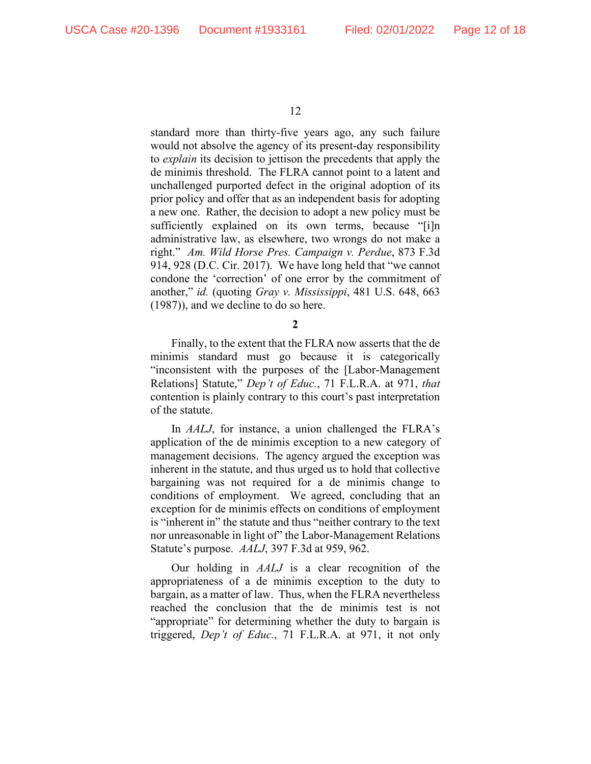standard more than thirty-five years ago, any such failure would not absolve the agency of its present-day responsibility to *explain* its decision to jettison the precedents that apply the de minimis threshold. The FLRA cannot point to a latent and unchallenged purported defect in the original adoption of its prior policy and offer that as an independent basis for adopting a new one. Rather, the decision to adopt a new policy must be sufficiently explained on its own terms, because "[i]n administrative law, as elsewhere, two wrongs do not make a right." *Am. Wild Horse Pres. Campaign v. Perdue*, 873 F.3d 914, 928 (D.C. Cir. 2017). We have long held that "we cannot condone the 'correction' of one error by the commitment of another," *id.* (quoting *Gray v. Mississippi*, 481 U.S. 648, 663 (1987)), and we decline to do so here.

**2**

Finally, to the extent that the FLRA now asserts that the de minimis standard must go because it is categorically "inconsistent with the purposes of the [Labor-Management Relations] Statute," *Dep't of Educ.*, 71 F.L.R.A. at 971, *that* contention is plainly contrary to this court's past interpretation of the statute.

In *AALJ*, for instance, a union challenged the FLRA's application of the de minimis exception to a new category of management decisions. The agency argued the exception was inherent in the statute, and thus urged us to hold that collective bargaining was not required for a de minimis change to conditions of employment. We agreed, concluding that an exception for de minimis effects on conditions of employment is "inherent in" the statute and thus "neither contrary to the text nor unreasonable in light of" the Labor-Management Relations Statute's purpose. *AALJ*, 397 F.3d at 959, 962.

Our holding in *AALJ* is a clear recognition of the appropriateness of a de minimis exception to the duty to bargain, as a matter of law. Thus, when the FLRA nevertheless reached the conclusion that the de minimis test is not "appropriate" for determining whether the duty to bargain is triggered, *Dep't of Educ.*, 71 F.L.R.A. at 971, it not only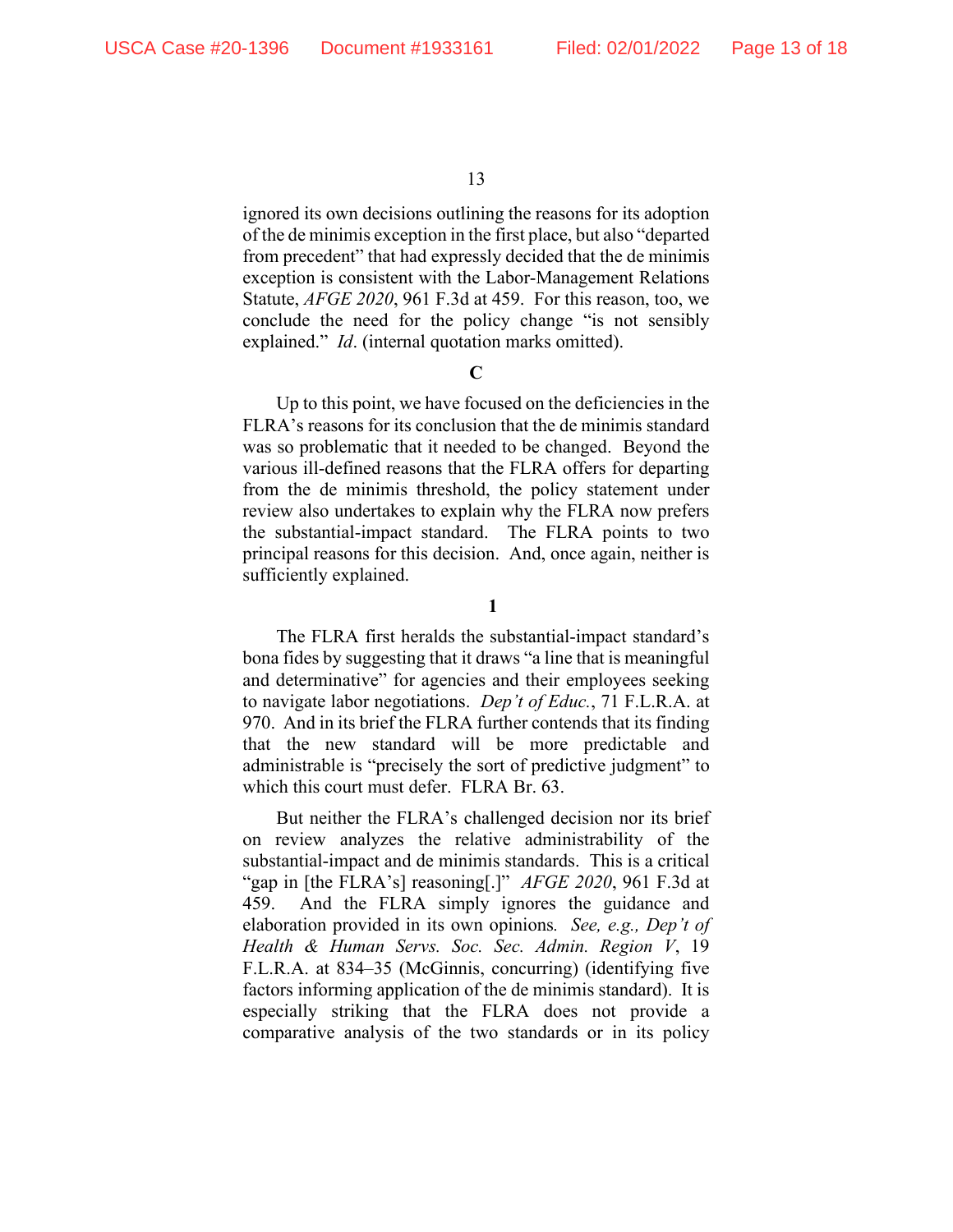ignored its own decisions outlining the reasons for its adoption of the de minimis exception in the first place, but also "departed from precedent" that had expressly decided that the de minimis exception is consistent with the Labor-Management Relations Statute, *AFGE 2020*, 961 F.3d at 459. For this reason, too, we conclude the need for the policy change "is not sensibly explained." *Id*. (internal quotation marks omitted).

**C**

Up to this point, we have focused on the deficiencies in the FLRA's reasons for its conclusion that the de minimis standard was so problematic that it needed to be changed. Beyond the various ill-defined reasons that the FLRA offers for departing from the de minimis threshold, the policy statement under review also undertakes to explain why the FLRA now prefers the substantial-impact standard. The FLRA points to two principal reasons for this decision. And, once again, neither is sufficiently explained.

**1**

The FLRA first heralds the substantial-impact standard's bona fides by suggesting that it draws "a line that is meaningful and determinative" for agencies and their employees seeking to navigate labor negotiations. *Dep't of Educ.*, 71 F.L.R.A. at 970. And in its brief the FLRA further contends that its finding that the new standard will be more predictable and administrable is "precisely the sort of predictive judgment" to which this court must defer. FLRA Br. 63.

But neither the FLRA's challenged decision nor its brief on review analyzes the relative administrability of the substantial-impact and de minimis standards. This is a critical "gap in [the FLRA's] reasoning[.]" *AFGE 2020*, 961 F.3d at 459. And the FLRA simply ignores the guidance and elaboration provided in its own opinions*. See, e.g., Dep't of Health & Human Servs. Soc. Sec. Admin. Region V*, 19 F.L.R.A. at 834–35 (McGinnis, concurring) (identifying five factors informing application of the de minimis standard). It is especially striking that the FLRA does not provide a comparative analysis of the two standards or in its policy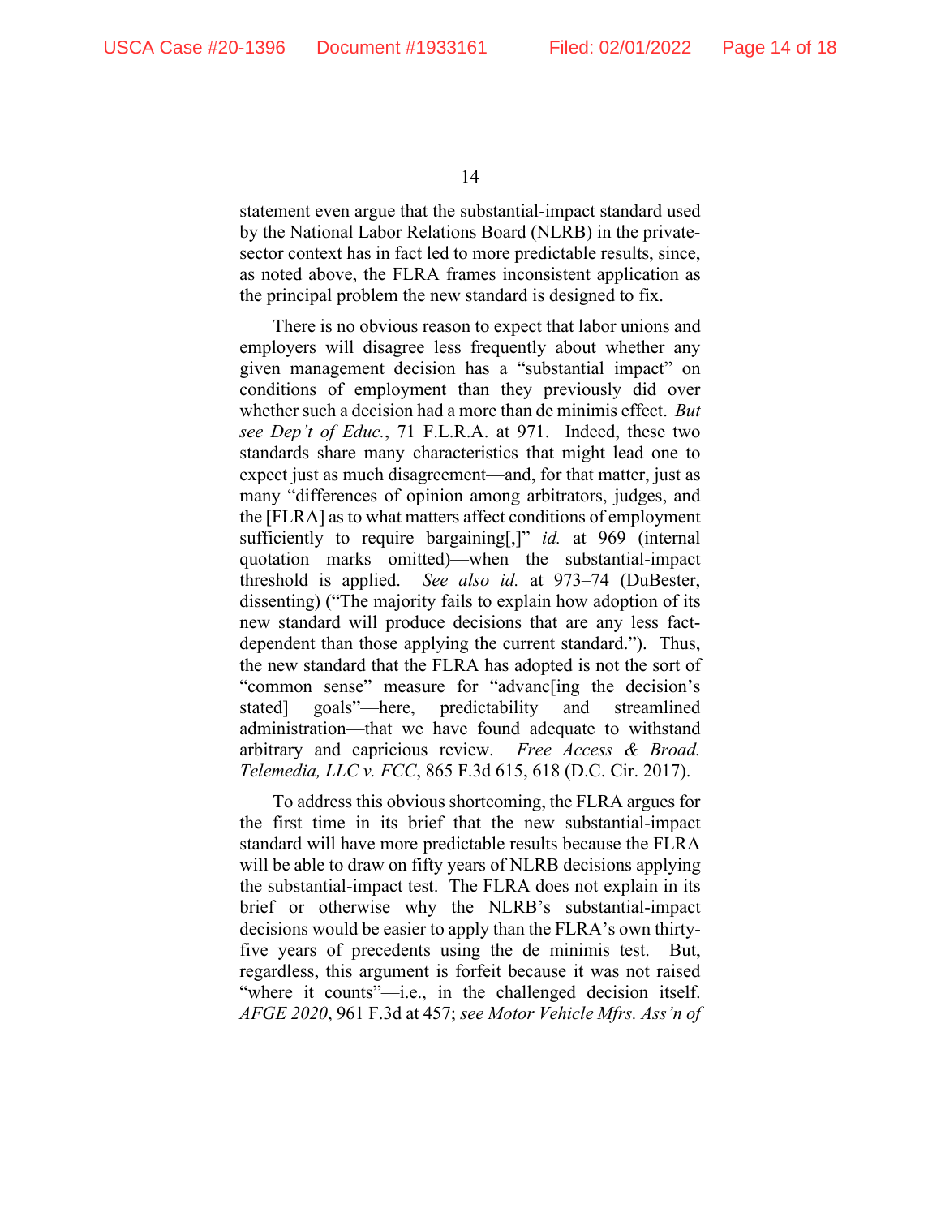statement even argue that the substantial-impact standard used by the National Labor Relations Board (NLRB) in the private-sector context has in fact led to more predictable results, since, as noted above, the FLRA frames inconsistent application as the principal problem the new standard is designed to fix.

There is no obvious reason to expect that labor unions and employers will disagree less frequently about whether any given management decision has a "substantial impact" on conditions of employment than they previously did over whether such a decision had a more than de minimis effect. *But see Dep't of Educ.*, 71 F.L.R.A. at 971. Indeed, these two standards share many characteristics that might lead one to expect just as much disagreement—and, for that matter, just as many "differences of opinion among arbitrators, judges, and the [FLRA] as to what matters affect conditions of employment sufficiently to require bargaining[,]" *id.* at 969 (internal quotation marks omitted)—when the substantial-impact threshold is applied. *See also id.* at 973–74 (DuBester, dissenting) ("The majority fails to explain how adoption of its new standard will produce decisions that are any less fact-dependent than those applying the current standard."). Thus, the new standard that the FLRA has adopted is not the sort of "common sense" measure for "advanc[ing the decision's stated] goals"—here, predictability and streamlined administration—that we have found adequate to withstand arbitrary and capricious review. *Free Access & Broad. Telemedia, LLC v. FCC*, 865 F.3d 615, 618 (D.C. Cir. 2017).

To address this obvious shortcoming, the FLRA argues for the first time in its brief that the new substantial-impact standard will have more predictable results because the FLRA will be able to draw on fifty years of NLRB decisions applying the substantial-impact test. The FLRA does not explain in its brief or otherwise why the NLRB's substantial-impact decisions would be easier to apply than the FLRA's own thirty-five years of precedents using the de minimis test. But, regardless, this argument is forfeit because it was not raised "where it counts"—i.e., in the challenged decision itself. *AFGE 2020*, 961 F.3d at 457; *see Motor Vehicle Mfrs. Ass'n of*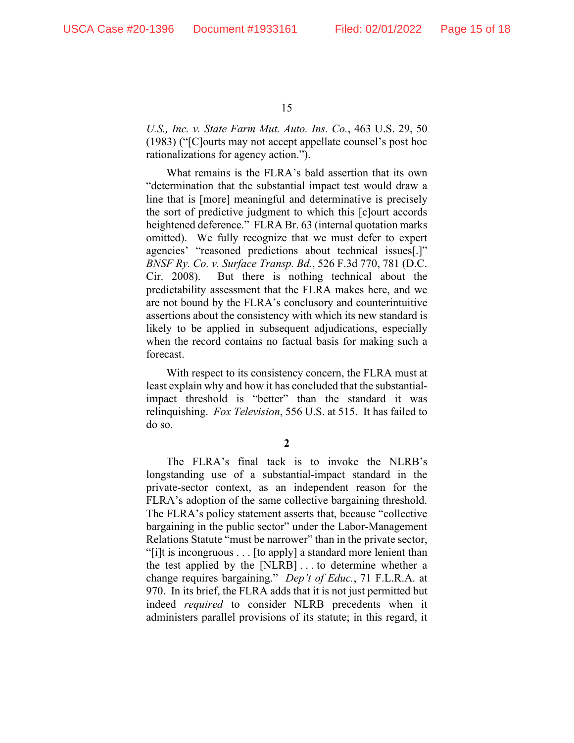*U.S., Inc. v. State Farm Mut. Auto. Ins. Co.*, 463 U.S. 29, 50 (1983) ("[C]ourts may not accept appellate counsel's post hoc rationalizations for agency action.").

What remains is the FLRA's bald assertion that its own "determination that the substantial impact test would draw a line that is [more] meaningful and determinative is precisely the sort of predictive judgment to which this [c]ourt accords heightened deference." FLRA Br. 63 (internal quotation marks omitted). We fully recognize that we must defer to expert agencies' "reasoned predictions about technical issues[.]" *BNSF Ry. Co. v. Surface Transp. Bd.*, 526 F.3d 770, 781 (D.C. Cir. 2008). But there is nothing technical about the predictability assessment that the FLRA makes here, and we are not bound by the FLRA's conclusory and counterintuitive assertions about the consistency with which its new standard is likely to be applied in subsequent adjudications, especially when the record contains no factual basis for making such a forecast.

With respect to its consistency concern, the FLRA must at least explain why and how it has concluded that the substantial-impact threshold is "better" than the standard it was relinquishing. *Fox Television*, 556 U.S. at 515. It has failed to do so.

**2**

The FLRA's final tack is to invoke the NLRB's longstanding use of a substantial-impact standard in the private-sector context, as an independent reason for the FLRA's adoption of the same collective bargaining threshold. The FLRA's policy statement asserts that, because "collective bargaining in the public sector" under the Labor-Management Relations Statute "must be narrower" than in the private sector, "[i]t is incongruous . . . [to apply] a standard more lenient than the test applied by the [NLRB] . . . to determine whether a change requires bargaining." *Dep't of Educ.*, 71 F.L.R.A. at 970. In its brief, the FLRA adds that it is not just permitted but indeed *required* to consider NLRB precedents when it administers parallel provisions of its statute; in this regard, it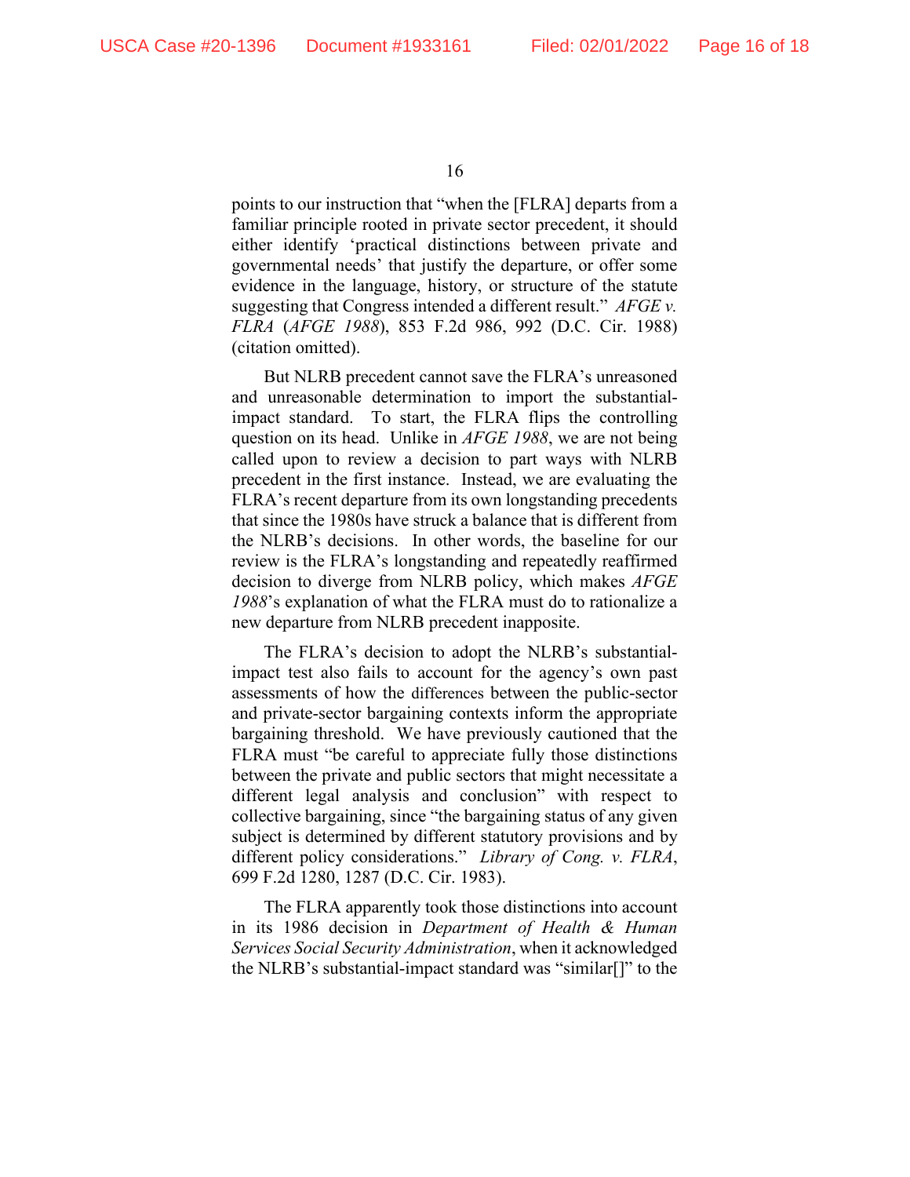points to our instruction that "when the [FLRA] departs from a familiar principle rooted in private sector precedent, it should either identify 'practical distinctions between private and governmental needs' that justify the departure, or offer some evidence in the language, history, or structure of the statute suggesting that Congress intended a different result." *AFGE v. FLRA* (*AFGE 1988*), 853 F.2d 986, 992 (D.C. Cir. 1988) (citation omitted).

But NLRB precedent cannot save the FLRA's unreasoned and unreasonable determination to import the substantial-impact standard. To start, the FLRA flips the controlling question on its head. Unlike in *AFGE 1988*, we are not being called upon to review a decision to part ways with NLRB precedent in the first instance. Instead, we are evaluating the FLRA's recent departure from its own longstanding precedents that since the 1980s have struck a balance that is different from the NLRB's decisions. In other words, the baseline for our review is the FLRA's longstanding and repeatedly reaffirmed decision to diverge from NLRB policy, which makes *AFGE 1988*'s explanation of what the FLRA must do to rationalize a new departure from NLRB precedent inapposite.

The FLRA's decision to adopt the NLRB's substantial-impact test also fails to account for the agency's own past assessments of how the differences between the public-sector and private-sector bargaining contexts inform the appropriate bargaining threshold. We have previously cautioned that the FLRA must "be careful to appreciate fully those distinctions between the private and public sectors that might necessitate a different legal analysis and conclusion" with respect to collective bargaining, since "the bargaining status of any given subject is determined by different statutory provisions and by different policy considerations." *Library of Cong. v. FLRA*, 699 F.2d 1280, 1287 (D.C. Cir. 1983).

The FLRA apparently took those distinctions into account in its 1986 decision in *Department of Health & Human Services Social Security Administration*, when it acknowledged the NLRB's substantial-impact standard was "similar[]" to the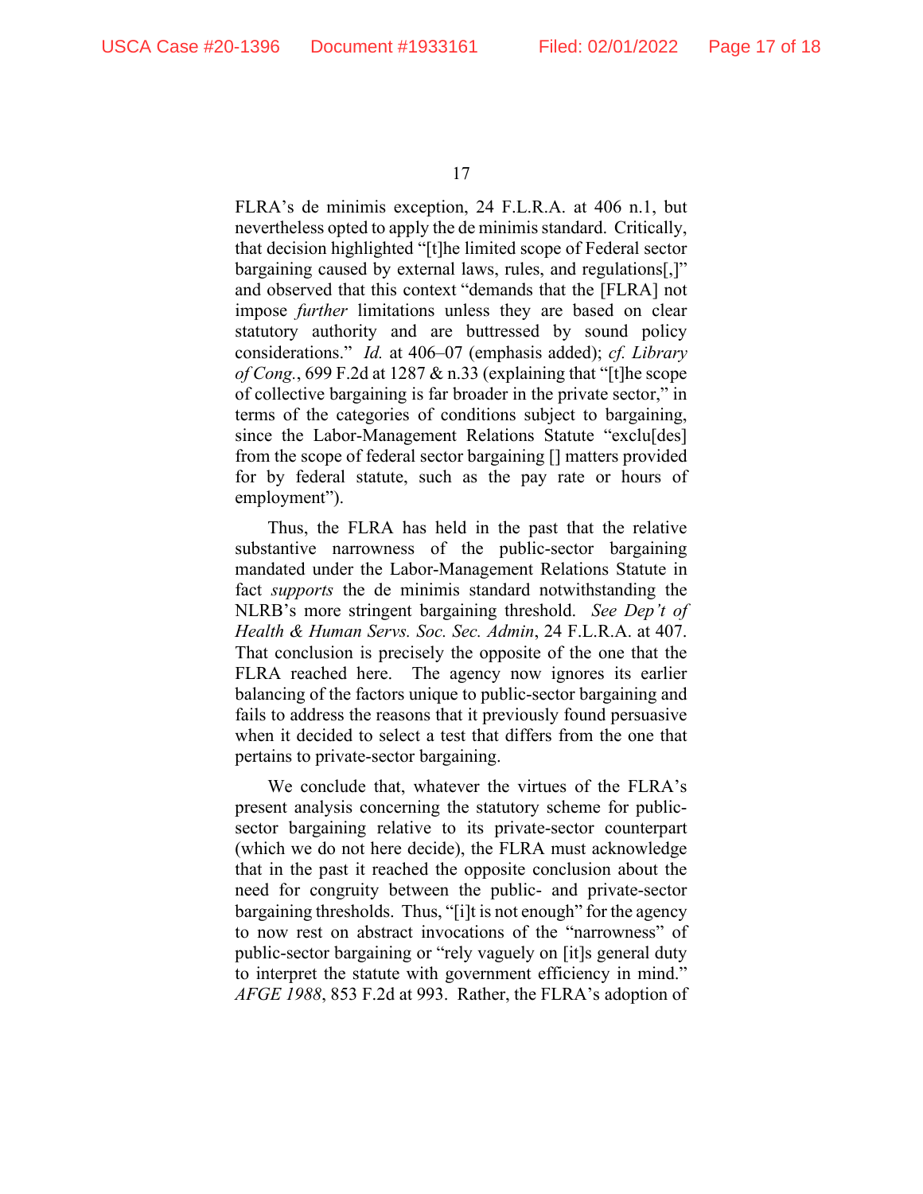FLRA's de minimis exception, 24 F.L.R.A. at 406 n.1, but nevertheless opted to apply the de minimis standard. Critically, that decision highlighted "[t]he limited scope of Federal sector bargaining caused by external laws, rules, and regulations[,]" and observed that this context "demands that the [FLRA] not impose *further* limitations unless they are based on clear statutory authority and are buttressed by sound policy considerations." *Id.* at 406–07 (emphasis added); *cf. Library of Cong.*, 699 F.2d at 1287 & n.33 (explaining that "[t]he scope of collective bargaining is far broader in the private sector," in terms of the categories of conditions subject to bargaining, since the Labor-Management Relations Statute "exclu[des] from the scope of federal sector bargaining [] matters provided for by federal statute, such as the pay rate or hours of employment").

Thus, the FLRA has held in the past that the relative substantive narrowness of the public-sector bargaining mandated under the Labor-Management Relations Statute in fact *supports* the de minimis standard notwithstanding the NLRB's more stringent bargaining threshold. *See Dep't of Health & Human Servs. Soc. Sec. Admin*, 24 F.L.R.A. at 407. That conclusion is precisely the opposite of the one that the FLRA reached here. The agency now ignores its earlier balancing of the factors unique to public-sector bargaining and fails to address the reasons that it previously found persuasive when it decided to select a test that differs from the one that pertains to private-sector bargaining.

We conclude that, whatever the virtues of the FLRA's present analysis concerning the statutory scheme for public-sector bargaining relative to its private-sector counterpart (which we do not here decide), the FLRA must acknowledge that in the past it reached the opposite conclusion about the need for congruity between the public- and private-sector bargaining thresholds. Thus, "[i]t is not enough" for the agency to now rest on abstract invocations of the "narrowness" of public-sector bargaining or "rely vaguely on [it]s general duty to interpret the statute with government efficiency in mind." *AFGE 1988*, 853 F.2d at 993. Rather, the FLRA's adoption of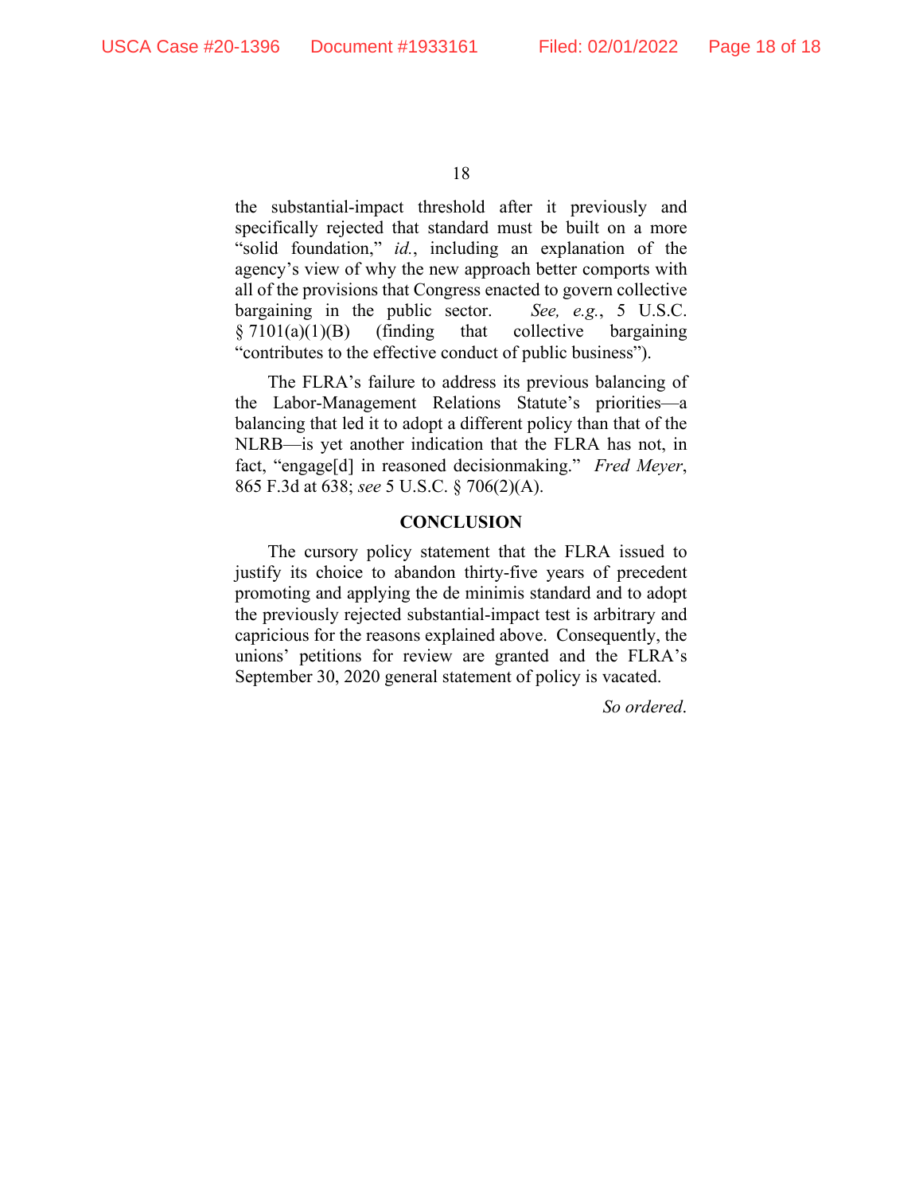the substantial-impact threshold after it previously and specifically rejected that standard must be built on a more "solid foundation," *id.*, including an explanation of the agency's view of why the new approach better comports with all of the provisions that Congress enacted to govern collective bargaining in the public sector. *See, e.g.*, 5 U.S.C. § 7101(a)(1)(B) (finding that collective bargaining "contributes to the effective conduct of public business").

The FLRA's failure to address its previous balancing of the Labor-Management Relations Statute's priorities—a balancing that led it to adopt a different policy than that of the NLRB—is yet another indication that the FLRA has not, in fact, "engage[d] in reasoned decisionmaking." *Fred Meyer*, 865 F.3d at 638; *see* 5 U.S.C. § 706(2)(A).

## CONCLUSION

The cursory policy statement that the FLRA issued to justify its choice to abandon thirty-five years of precedent promoting and applying the de minimis standard and to adopt the previously rejected substantial-impact test is arbitrary and capricious for the reasons explained above. Consequently, the unions' petitions for review are granted and the FLRA's September 30, 2020 general statement of policy is vacated.

*So ordered*.